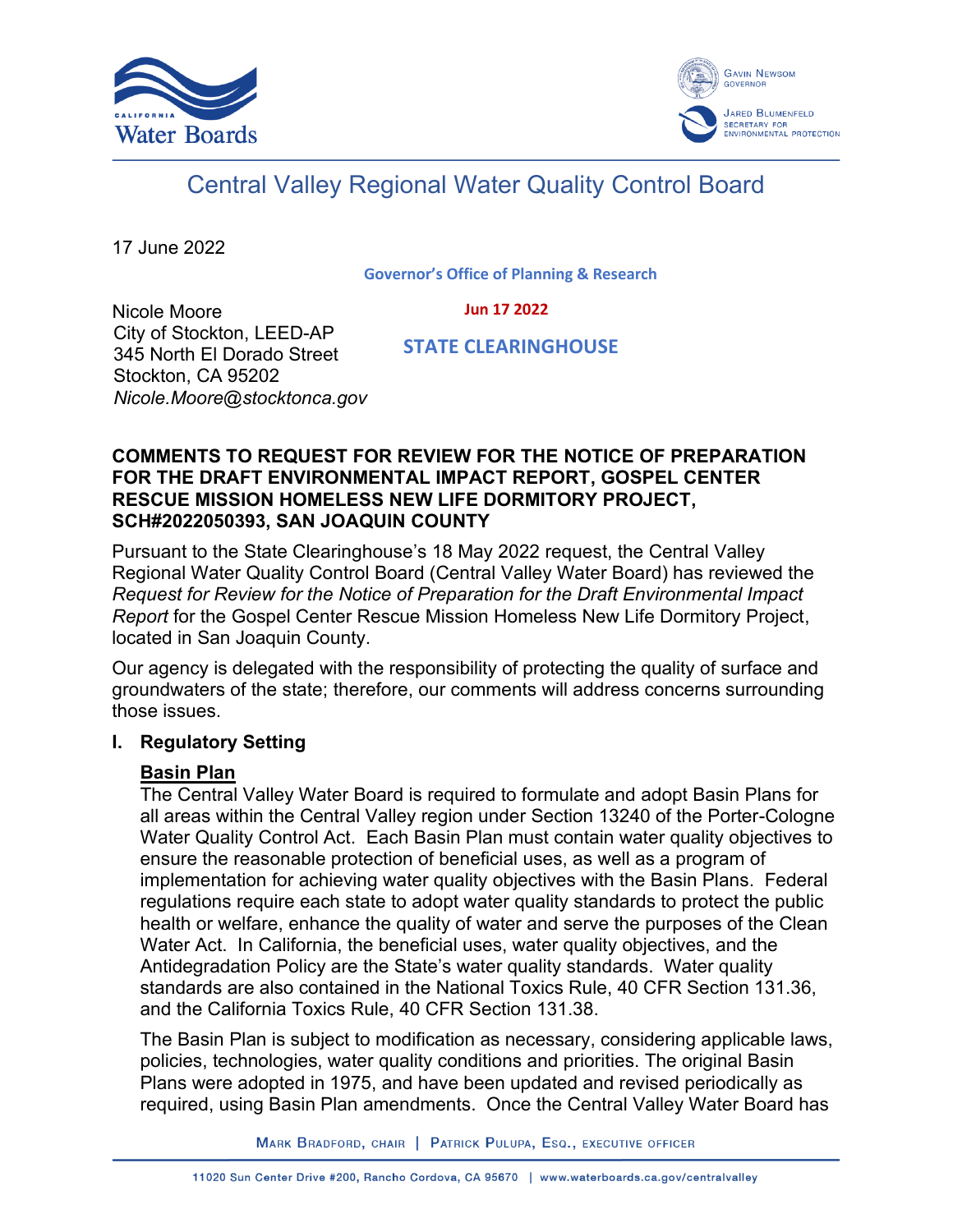California Water Boards

Gavin Newsom, Governor

Jared Blumenfeld, Secretary for Environmental Protection

# Central Valley Regional Water Quality Control Board

17 June 2022

Governor's Office of Planning & Research

Jun 17 2022

STATE CLEARINGHOUSE

Nicole Moore
City of Stockton, LEED-AP
345 North El Dorado Street
Stockton, CA 95202
*Nicole.Moore@stocktonca.gov*

**COMMENTS TO REQUEST FOR REVIEW FOR THE NOTICE OF PREPARATION FOR THE DRAFT ENVIRONMENTAL IMPACT REPORT, GOSPEL CENTER RESCUE MISSION HOMELESS NEW LIFE DORMITORY PROJECT, SCH#2022050393, SAN JOAQUIN COUNTY**

Pursuant to the State Clearinghouse's 18 May 2022 request, the Central Valley Regional Water Quality Control Board (Central Valley Water Board) has reviewed the *Request for Review for the Notice of Preparation for the Draft Environmental Impact Report* for the Gospel Center Rescue Mission Homeless New Life Dormitory Project, located in San Joaquin County.

Our agency is delegated with the responsibility of protecting the quality of surface and groundwaters of the state; therefore, our comments will address concerns surrounding those issues.

## I. Regulatory Setting

**Basin Plan**

The Central Valley Water Board is required to formulate and adopt Basin Plans for all areas within the Central Valley region under Section 13240 of the Porter-Cologne Water Quality Control Act. Each Basin Plan must contain water quality objectives to ensure the reasonable protection of beneficial uses, as well as a program of implementation for achieving water quality objectives with the Basin Plans. Federal regulations require each state to adopt water quality standards to protect the public health or welfare, enhance the quality of water and serve the purposes of the Clean Water Act. In California, the beneficial uses, water quality objectives, and the Antidegradation Policy are the State's water quality standards. Water quality standards are also contained in the National Toxics Rule, 40 CFR Section 131.36, and the California Toxics Rule, 40 CFR Section 131.38.

The Basin Plan is subject to modification as necessary, considering applicable laws, policies, technologies, water quality conditions and priorities. The original Basin Plans were adopted in 1975, and have been updated and revised periodically as required, using Basin Plan amendments. Once the Central Valley Water Board has

Mark Bradford, Chair | Patrick Pulupa, Esq., Executive Officer

11020 Sun Center Drive #200, Rancho Cordova, CA 95670 | www.waterboards.ca.gov/centralvalley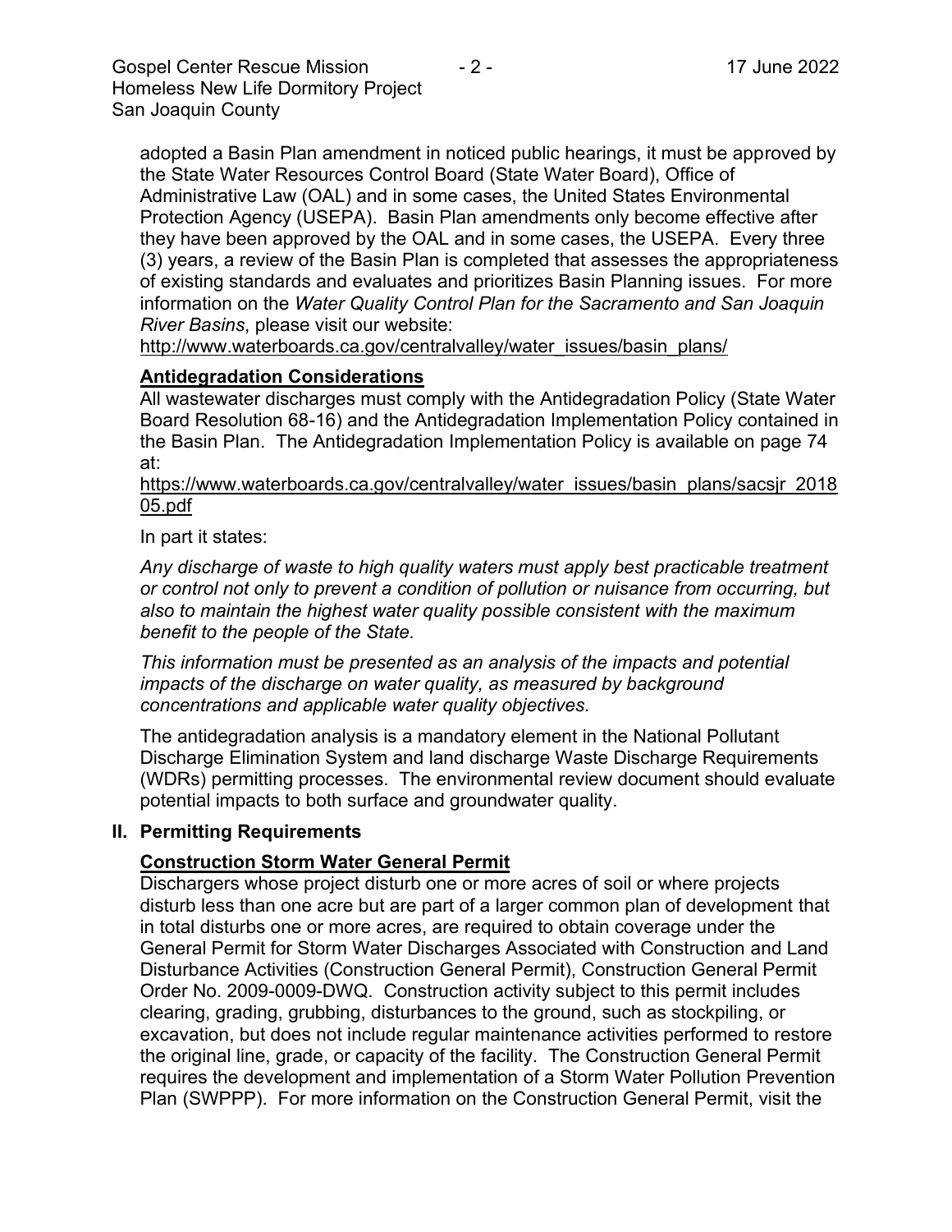adopted a Basin Plan amendment in noticed public hearings, it must be approved by the State Water Resources Control Board (State Water Board), Office of Administrative Law (OAL) and in some cases, the United States Environmental Protection Agency (USEPA). Basin Plan amendments only become effective after they have been approved by the OAL and in some cases, the USEPA. Every three (3) years, a review of the Basin Plan is completed that assesses the appropriateness of existing standards and evaluates and prioritizes Basin Planning issues. For more information on the *Water Quality Control Plan for the Sacramento and San Joaquin River Basins*, please visit our website:
http://www.waterboards.ca.gov/centralvalley/water_issues/basin_plans/

**Antidegradation Considerations**

All wastewater discharges must comply with the Antidegradation Policy (State Water Board Resolution 68-16) and the Antidegradation Implementation Policy contained in the Basin Plan. The Antidegradation Implementation Policy is available on page 74 at:
https://www.waterboards.ca.gov/centralvalley/water_issues/basin_plans/sacsjr_201805.pdf

In part it states:

*Any discharge of waste to high quality waters must apply best practicable treatment or control not only to prevent a condition of pollution or nuisance from occurring, but also to maintain the highest water quality possible consistent with the maximum benefit to the people of the State.*

*This information must be presented as an analysis of the impacts and potential impacts of the discharge on water quality, as measured by background concentrations and applicable water quality objectives.*

The antidegradation analysis is a mandatory element in the National Pollutant Discharge Elimination System and land discharge Waste Discharge Requirements (WDRs) permitting processes. The environmental review document should evaluate potential impacts to both surface and groundwater quality.

## II. Permitting Requirements

**Construction Storm Water General Permit**

Dischargers whose project disturb one or more acres of soil or where projects disturb less than one acre but are part of a larger common plan of development that in total disturbs one or more acres, are required to obtain coverage under the General Permit for Storm Water Discharges Associated with Construction and Land Disturbance Activities (Construction General Permit), Construction General Permit Order No. 2009-0009-DWQ. Construction activity subject to this permit includes clearing, grading, grubbing, disturbances to the ground, such as stockpiling, or excavation, but does not include regular maintenance activities performed to restore the original line, grade, or capacity of the facility. The Construction General Permit requires the development and implementation of a Storm Water Pollution Prevention Plan (SWPPP). For more information on the Construction General Permit, visit the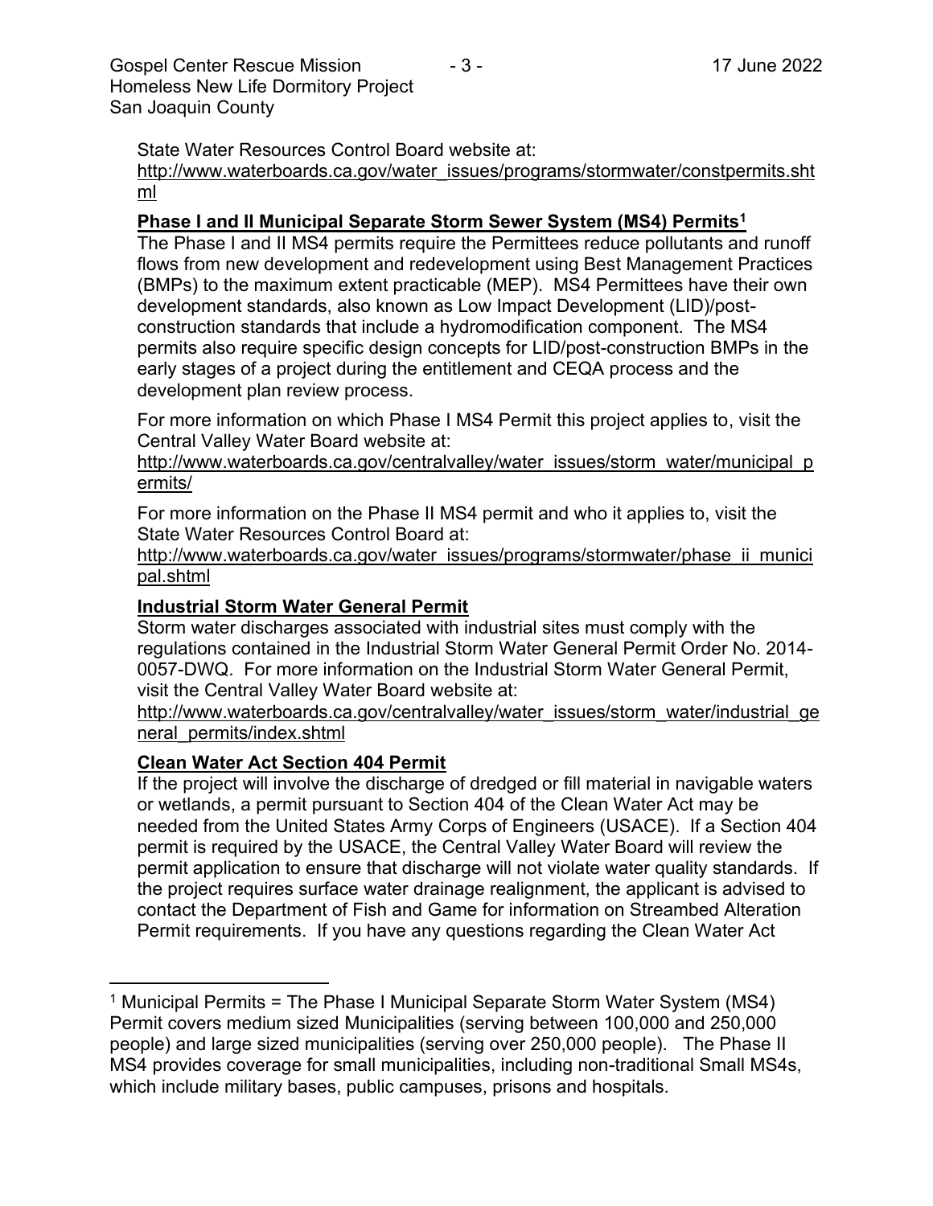State Water Resources Control Board website at:
http://www.waterboards.ca.gov/water_issues/programs/stormwater/constpermits.shtml

**Phase I and II Municipal Separate Storm Sewer System (MS4) Permits[1]**

The Phase I and II MS4 permits require the Permittees reduce pollutants and runoff flows from new development and redevelopment using Best Management Practices (BMPs) to the maximum extent practicable (MEP). MS4 Permittees have their own development standards, also known as Low Impact Development (LID)/post-construction standards that include a hydromodification component. The MS4 permits also require specific design concepts for LID/post-construction BMPs in the early stages of a project during the entitlement and CEQA process and the development plan review process.

For more information on which Phase I MS4 Permit this project applies to, visit the Central Valley Water Board website at:
http://www.waterboards.ca.gov/centralvalley/water_issues/storm_water/municipal_permits/

For more information on the Phase II MS4 permit and who it applies to, visit the State Water Resources Control Board at:
http://www.waterboards.ca.gov/water_issues/programs/stormwater/phase_ii_municipal.shtml

**Industrial Storm Water General Permit**

Storm water discharges associated with industrial sites must comply with the regulations contained in the Industrial Storm Water General Permit Order No. 2014-0057-DWQ. For more information on the Industrial Storm Water General Permit, visit the Central Valley Water Board website at:
http://www.waterboards.ca.gov/centralvalley/water_issues/storm_water/industrial_general_permits/index.shtml

**Clean Water Act Section 404 Permit**

If the project will involve the discharge of dredged or fill material in navigable waters or wetlands, a permit pursuant to Section 404 of the Clean Water Act may be needed from the United States Army Corps of Engineers (USACE). If a Section 404 permit is required by the USACE, the Central Valley Water Board will review the permit application to ensure that discharge will not violate water quality standards. If the project requires surface water drainage realignment, the applicant is advised to contact the Department of Fish and Game for information on Streambed Alteration Permit requirements. If you have any questions regarding the Clean Water Act

---

[1] Municipal Permits = The Phase I Municipal Separate Storm Water System (MS4) Permit covers medium sized Municipalities (serving between 100,000 and 250,000 people) and large sized municipalities (serving over 250,000 people). The Phase II MS4 provides coverage for small municipalities, including non-traditional Small MS4s, which include military bases, public campuses, prisons and hospitals.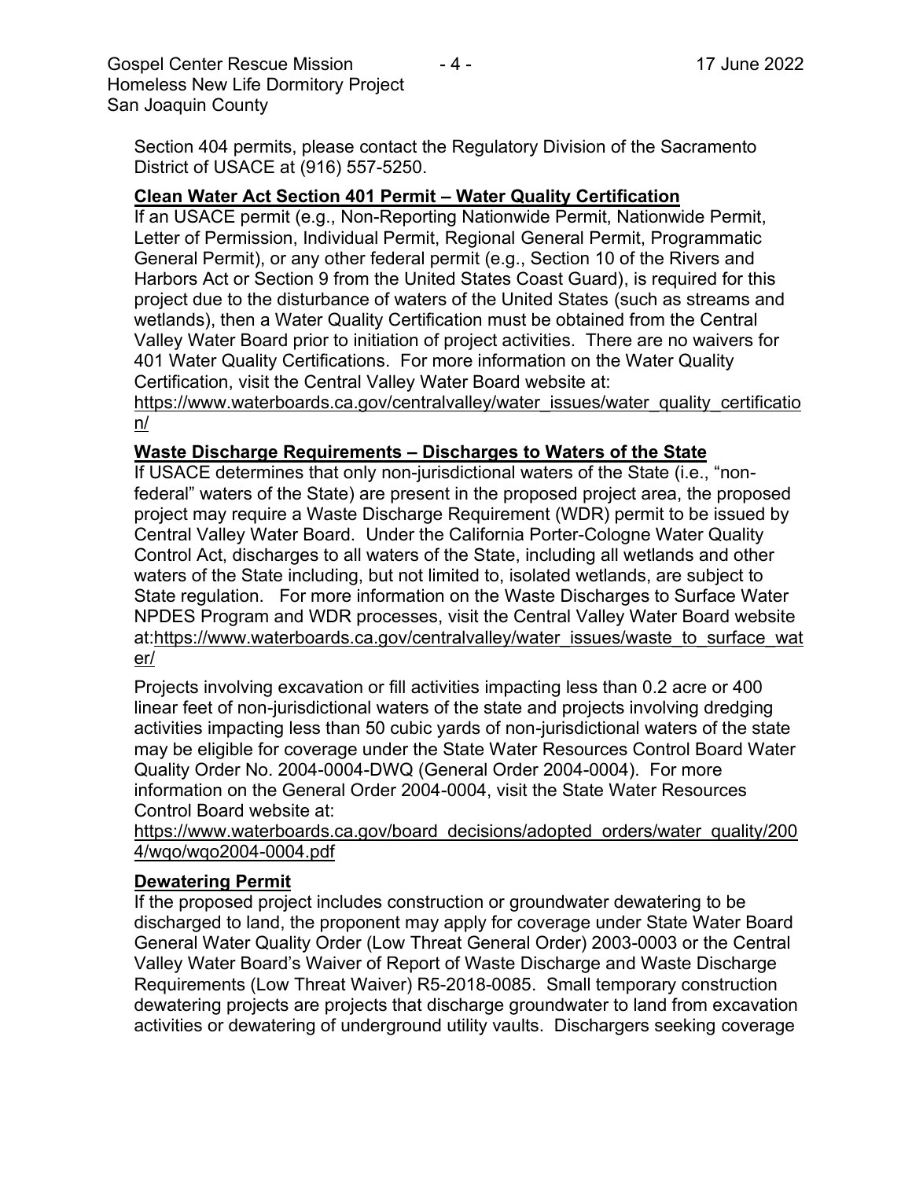Section 404 permits, please contact the Regulatory Division of the Sacramento District of USACE at (916) 557-5250.

## Clean Water Act Section 401 Permit – Water Quality Certification

If an USACE permit (e.g., Non-Reporting Nationwide Permit, Nationwide Permit, Letter of Permission, Individual Permit, Regional General Permit, Programmatic General Permit), or any other federal permit (e.g., Section 10 of the Rivers and Harbors Act or Section 9 from the United States Coast Guard), is required for this project due to the disturbance of waters of the United States (such as streams and wetlands), then a Water Quality Certification must be obtained from the Central Valley Water Board prior to initiation of project activities. There are no waivers for 401 Water Quality Certifications. For more information on the Water Quality Certification, visit the Central Valley Water Board website at: https://www.waterboards.ca.gov/centralvalley/water_issues/water_quality_certification/

## Waste Discharge Requirements – Discharges to Waters of the State

If USACE determines that only non-jurisdictional waters of the State (i.e., "non-federal" waters of the State) are present in the proposed project area, the proposed project may require a Waste Discharge Requirement (WDR) permit to be issued by Central Valley Water Board. Under the California Porter-Cologne Water Quality Control Act, discharges to all waters of the State, including all wetlands and other waters of the State including, but not limited to, isolated wetlands, are subject to State regulation. For more information on the Waste Discharges to Surface Water NPDES Program and WDR processes, visit the Central Valley Water Board website at:https://www.waterboards.ca.gov/centralvalley/water_issues/waste_to_surface_water/

Projects involving excavation or fill activities impacting less than 0.2 acre or 400 linear feet of non-jurisdictional waters of the state and projects involving dredging activities impacting less than 50 cubic yards of non-jurisdictional waters of the state may be eligible for coverage under the State Water Resources Control Board Water Quality Order No. 2004-0004-DWQ (General Order 2004-0004). For more information on the General Order 2004-0004, visit the State Water Resources Control Board website at: https://www.waterboards.ca.gov/board_decisions/adopted_orders/water_quality/2004/wqo/wqo2004-0004.pdf

## Dewatering Permit

If the proposed project includes construction or groundwater dewatering to be discharged to land, the proponent may apply for coverage under State Water Board General Water Quality Order (Low Threat General Order) 2003-0003 or the Central Valley Water Board's Waiver of Report of Waste Discharge and Waste Discharge Requirements (Low Threat Waiver) R5-2018-0085. Small temporary construction dewatering projects are projects that discharge groundwater to land from excavation activities or dewatering of underground utility vaults. Dischargers seeking coverage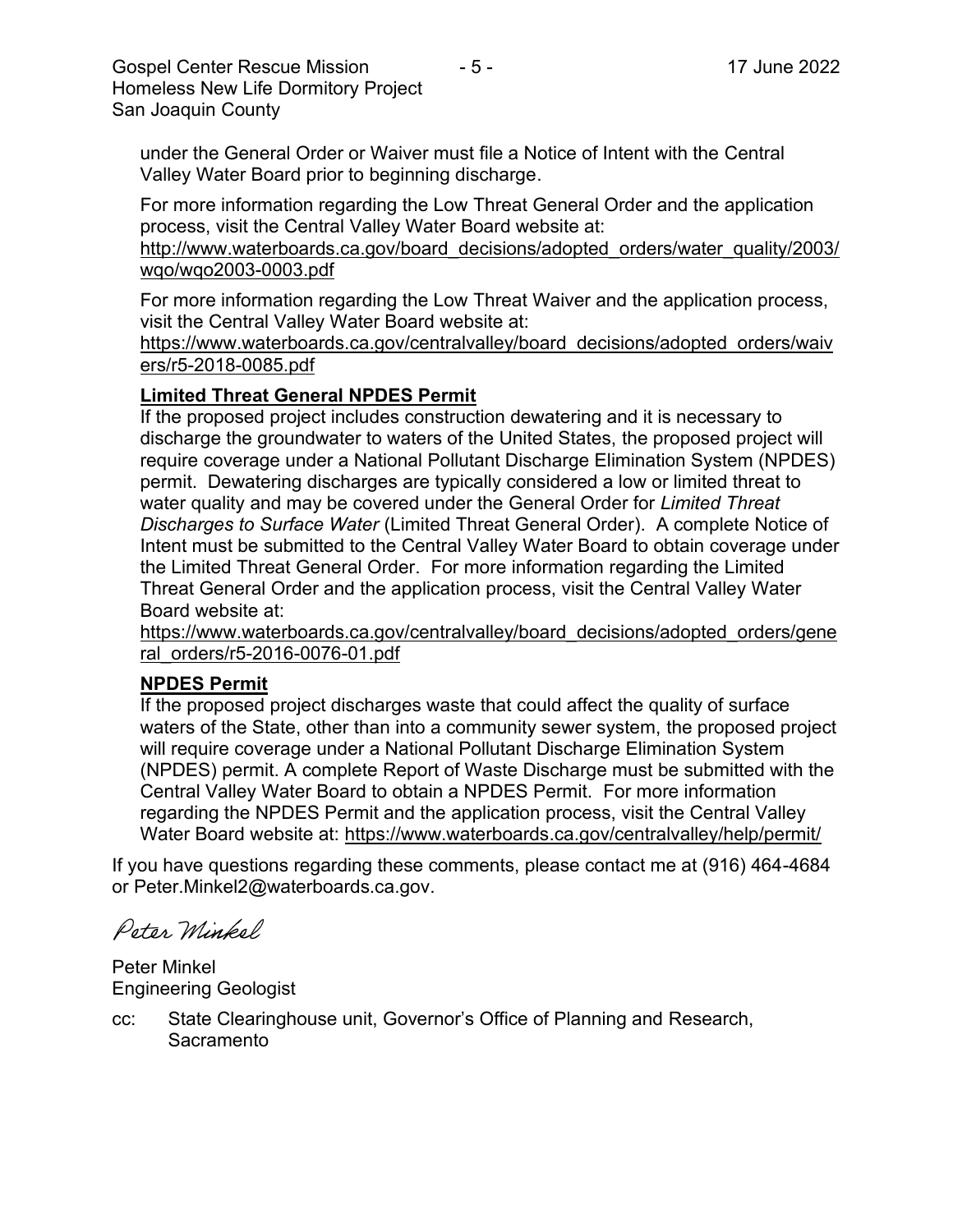under the General Order or Waiver must file a Notice of Intent with the Central Valley Water Board prior to beginning discharge.

For more information regarding the Low Threat General Order and the application process, visit the Central Valley Water Board website at: http://www.waterboards.ca.gov/board_decisions/adopted_orders/water_quality/2003/wqo/wqo2003-0003.pdf

For more information regarding the Low Threat Waiver and the application process, visit the Central Valley Water Board website at: https://www.waterboards.ca.gov/centralvalley/board_decisions/adopted_orders/waivers/r5-2018-0085.pdf

**Limited Threat General NPDES Permit**

If the proposed project includes construction dewatering and it is necessary to discharge the groundwater to waters of the United States, the proposed project will require coverage under a National Pollutant Discharge Elimination System (NPDES) permit. Dewatering discharges are typically considered a low or limited threat to water quality and may be covered under the General Order for *Limited Threat Discharges to Surface Water* (Limited Threat General Order). A complete Notice of Intent must be submitted to the Central Valley Water Board to obtain coverage under the Limited Threat General Order. For more information regarding the Limited Threat General Order and the application process, visit the Central Valley Water Board website at: https://www.waterboards.ca.gov/centralvalley/board_decisions/adopted_orders/general_orders/r5-2016-0076-01.pdf

**NPDES Permit**

If the proposed project discharges waste that could affect the quality of surface waters of the State, other than into a community sewer system, the proposed project will require coverage under a National Pollutant Discharge Elimination System (NPDES) permit. A complete Report of Waste Discharge must be submitted with the Central Valley Water Board to obtain a NPDES Permit. For more information regarding the NPDES Permit and the application process, visit the Central Valley Water Board website at: https://www.waterboards.ca.gov/centralvalley/help/permit/

If you have questions regarding these comments, please contact me at (916) 464-4684 or Peter.Minkel2@waterboards.ca.gov.

*Peter Minkel*

Peter Minkel
Engineering Geologist

cc: State Clearinghouse unit, Governor's Office of Planning and Research, Sacramento